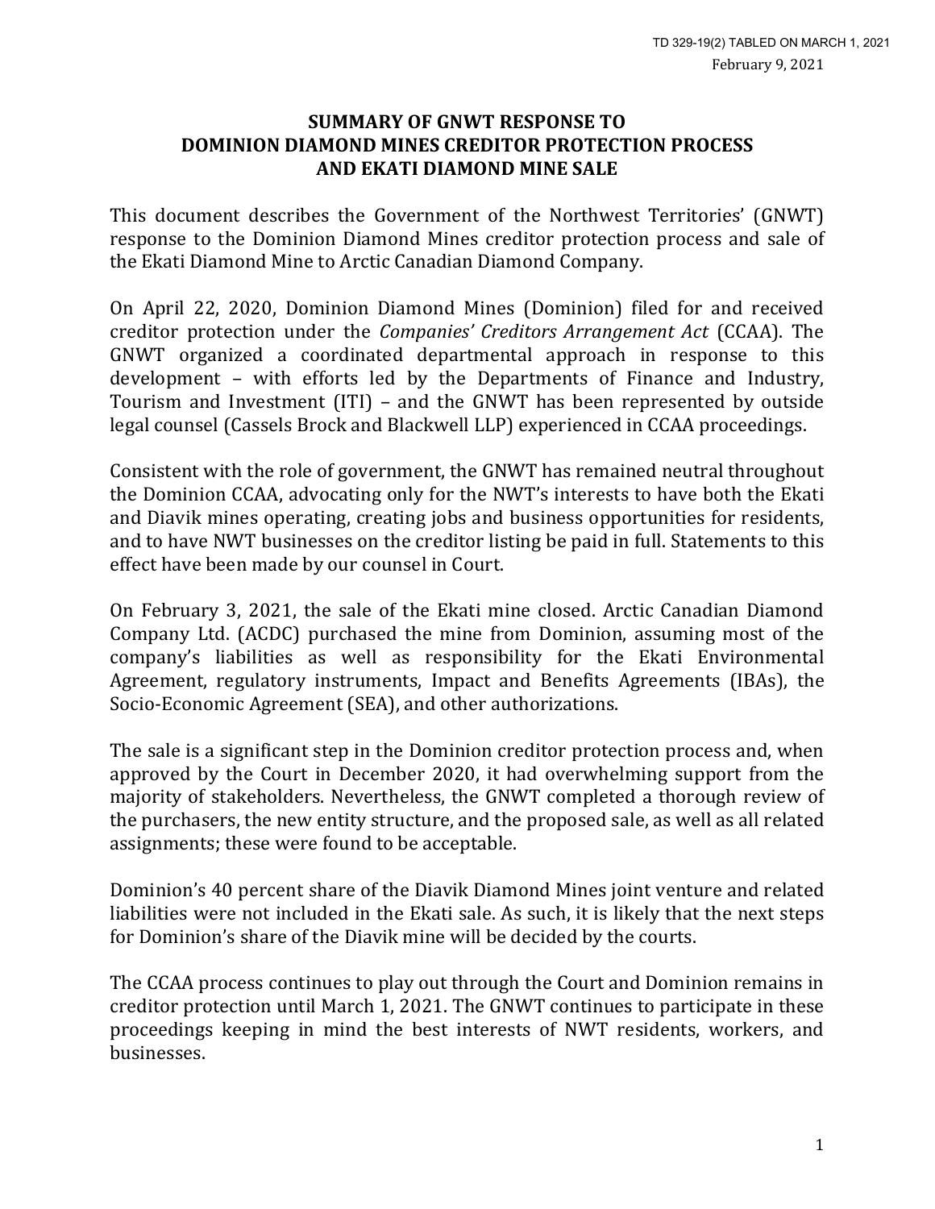TD 329-19(2) TABLED ON MARCH 1, 2021

February 9, 2021

# SUMMARY OF GNWT RESPONSE TO DOMINION DIAMOND MINES CREDITOR PROTECTION PROCESS AND EKATI DIAMOND MINE SALE

This document describes the Government of the Northwest Territories' (GNWT) response to the Dominion Diamond Mines creditor protection process and sale of the Ekati Diamond Mine to Arctic Canadian Diamond Company.

On April 22, 2020, Dominion Diamond Mines (Dominion) filed for and received creditor protection under the *Companies' Creditors Arrangement Act* (CCAA). The GNWT organized a coordinated departmental approach in response to this development – with efforts led by the Departments of Finance and Industry, Tourism and Investment (ITI) – and the GNWT has been represented by outside legal counsel (Cassels Brock and Blackwell LLP) experienced in CCAA proceedings.

Consistent with the role of government, the GNWT has remained neutral throughout the Dominion CCAA, advocating only for the NWT's interests to have both the Ekati and Diavik mines operating, creating jobs and business opportunities for residents, and to have NWT businesses on the creditor listing be paid in full. Statements to this effect have been made by our counsel in Court.

On February 3, 2021, the sale of the Ekati mine closed. Arctic Canadian Diamond Company Ltd. (ACDC) purchased the mine from Dominion, assuming most of the company's liabilities as well as responsibility for the Ekati Environmental Agreement, regulatory instruments, Impact and Benefits Agreements (IBAs), the Socio-Economic Agreement (SEA), and other authorizations.

The sale is a significant step in the Dominion creditor protection process and, when approved by the Court in December 2020, it had overwhelming support from the majority of stakeholders. Nevertheless, the GNWT completed a thorough review of the purchasers, the new entity structure, and the proposed sale, as well as all related assignments; these were found to be acceptable.

Dominion's 40 percent share of the Diavik Diamond Mines joint venture and related liabilities were not included in the Ekati sale. As such, it is likely that the next steps for Dominion's share of the Diavik mine will be decided by the courts.

The CCAA process continues to play out through the Court and Dominion remains in creditor protection until March 1, 2021. The GNWT continues to participate in these proceedings keeping in mind the best interests of NWT residents, workers, and businesses.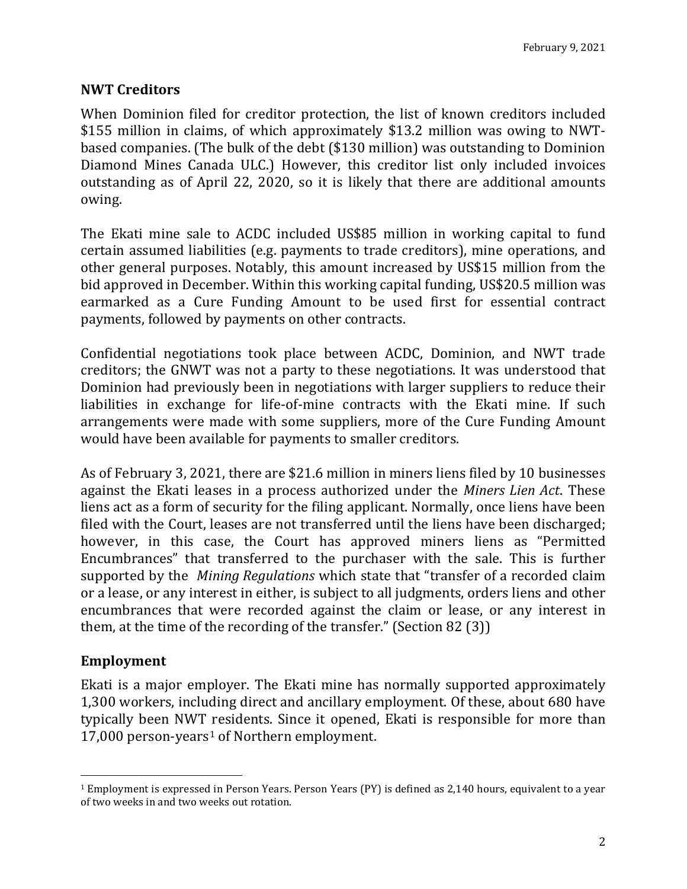## NWT Creditors

When Dominion filed for creditor protection, the list of known creditors included \$155 million in claims, of which approximately \$13.2 million was owing to NWT-based companies. (The bulk of the debt (\$130 million) was outstanding to Dominion Diamond Mines Canada ULC.) However, this creditor list only included invoices outstanding as of April 22, 2020, so it is likely that there are additional amounts owing.

The Ekati mine sale to ACDC included US\$85 million in working capital to fund certain assumed liabilities (e.g. payments to trade creditors), mine operations, and other general purposes. Notably, this amount increased by US\$15 million from the bid approved in December. Within this working capital funding, US\$20.5 million was earmarked as a Cure Funding Amount to be used first for essential contract payments, followed by payments on other contracts.

Confidential negotiations took place between ACDC, Dominion, and NWT trade creditors; the GNWT was not a party to these negotiations. It was understood that Dominion had previously been in negotiations with larger suppliers to reduce their liabilities in exchange for life-of-mine contracts with the Ekati mine. If such arrangements were made with some suppliers, more of the Cure Funding Amount would have been available for payments to smaller creditors.

As of February 3, 2021, there are \$21.6 million in miners liens filed by 10 businesses against the Ekati leases in a process authorized under the *Miners Lien Act*. These liens act as a form of security for the filing applicant. Normally, once liens have been filed with the Court, leases are not transferred until the liens have been discharged; however, in this case, the Court has approved miners liens as "Permitted Encumbrances" that transferred to the purchaser with the sale. This is further supported by the *Mining Regulations* which state that "transfer of a recorded claim or a lease, or any interest in either, is subject to all judgments, orders liens and other encumbrances that were recorded against the claim or lease, or any interest in them, at the time of the recording of the transfer." (Section 82 (3))

## Employment

Ekati is a major employer. The Ekati mine has normally supported approximately 1,300 workers, including direct and ancillary employment. Of these, about 680 have typically been NWT residents. Since it opened, Ekati is responsible for more than 17,000 person-years[1] of Northern employment.

[1] Employment is expressed in Person Years. Person Years (PY) is defined as 2,140 hours, equivalent to a year of two weeks in and two weeks out rotation.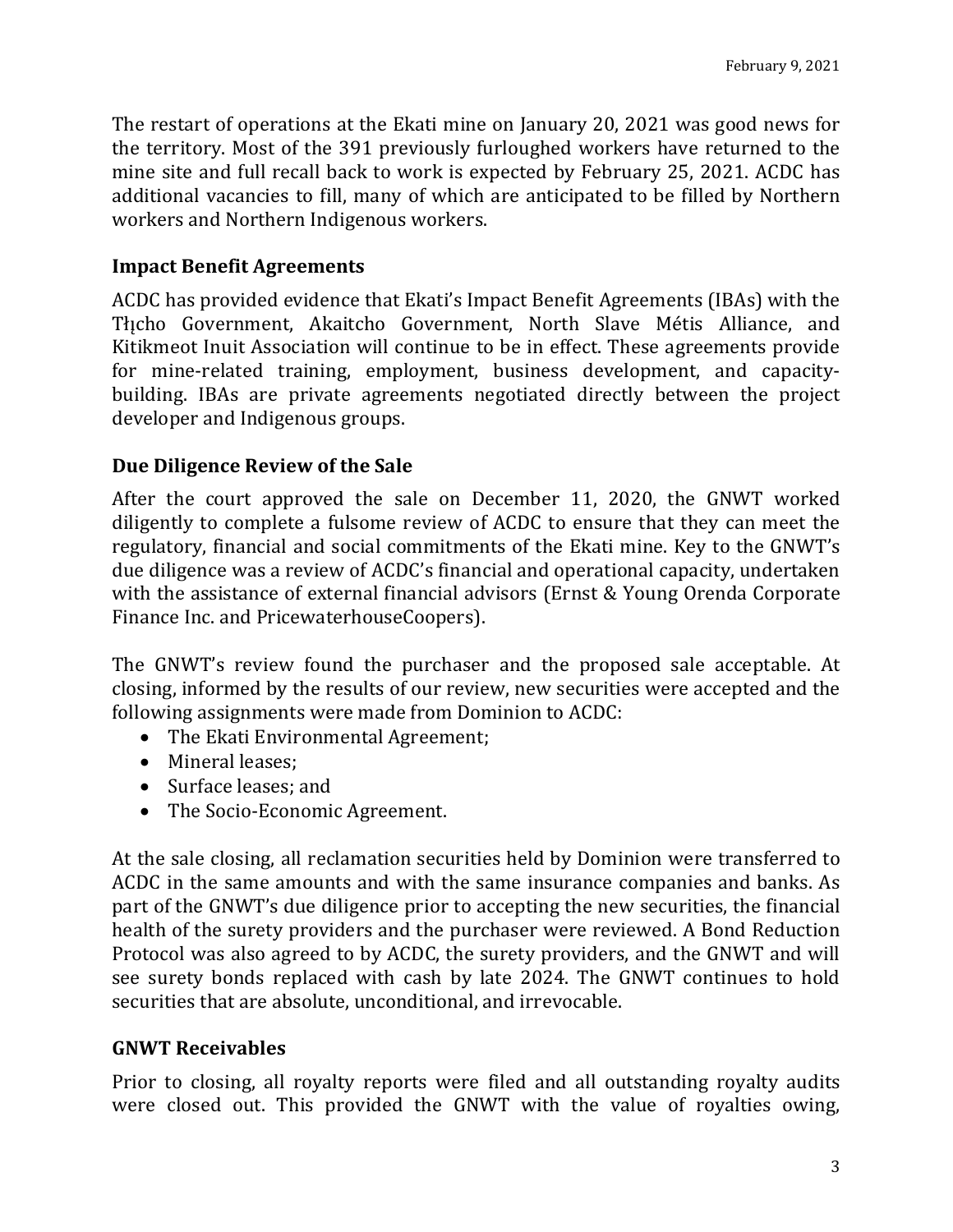The restart of operations at the Ekati mine on January 20, 2021 was good news for the territory. Most of the 391 previously furloughed workers have returned to the mine site and full recall back to work is expected by February 25, 2021. ACDC has additional vacancies to fill, many of which are anticipated to be filled by Northern workers and Northern Indigenous workers.

## Impact Benefit Agreements

ACDC has provided evidence that Ekati's Impact Benefit Agreements (IBAs) with the Tłı̨cho Government, Akaitcho Government, North Slave Métis Alliance, and Kitikmeot Inuit Association will continue to be in effect. These agreements provide for mine-related training, employment, business development, and capacity-building. IBAs are private agreements negotiated directly between the project developer and Indigenous groups.

## Due Diligence Review of the Sale

After the court approved the sale on December 11, 2020, the GNWT worked diligently to complete a fulsome review of ACDC to ensure that they can meet the regulatory, financial and social commitments of the Ekati mine. Key to the GNWT's due diligence was a review of ACDC's financial and operational capacity, undertaken with the assistance of external financial advisors (Ernst & Young Orenda Corporate Finance Inc. and PricewaterhouseCoopers).

The GNWT's review found the purchaser and the proposed sale acceptable. At closing, informed by the results of our review, new securities were accepted and the following assignments were made from Dominion to ACDC:

- The Ekati Environmental Agreement;
- Mineral leases;
- Surface leases; and
- The Socio-Economic Agreement.

At the sale closing, all reclamation securities held by Dominion were transferred to ACDC in the same amounts and with the same insurance companies and banks. As part of the GNWT's due diligence prior to accepting the new securities, the financial health of the surety providers and the purchaser were reviewed. A Bond Reduction Protocol was also agreed to by ACDC, the surety providers, and the GNWT and will see surety bonds replaced with cash by late 2024. The GNWT continues to hold securities that are absolute, unconditional, and irrevocable.

## GNWT Receivables

Prior to closing, all royalty reports were filed and all outstanding royalty audits were closed out. This provided the GNWT with the value of royalties owing,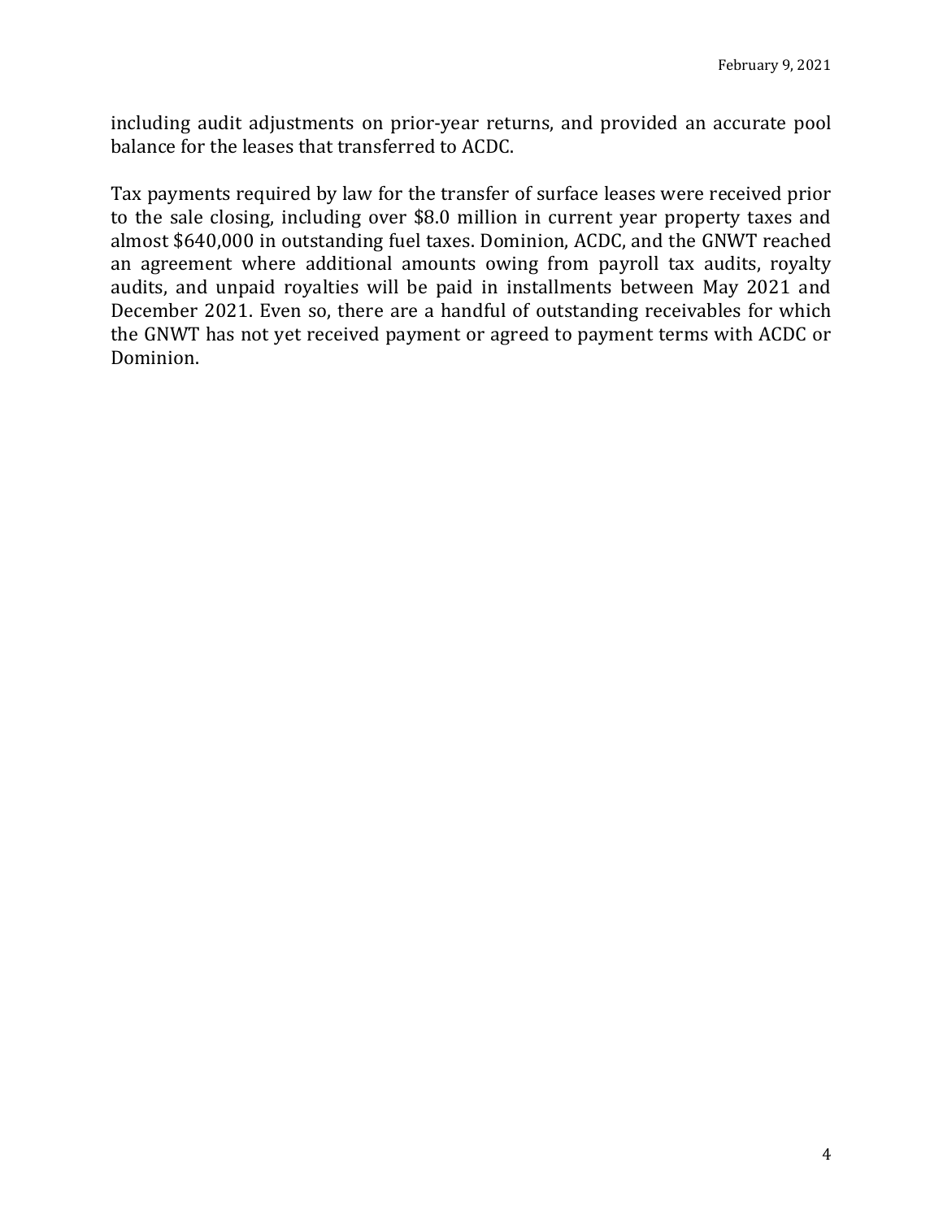including audit adjustments on prior-year returns, and provided an accurate pool balance for the leases that transferred to ACDC.

Tax payments required by law for the transfer of surface leases were received prior to the sale closing, including over $8.0 million in current year property taxes and almost $640,000 in outstanding fuel taxes. Dominion, ACDC, and the GNWT reached an agreement where additional amounts owing from payroll tax audits, royalty audits, and unpaid royalties will be paid in installments between May 2021 and December 2021. Even so, there are a handful of outstanding receivables for which the GNWT has not yet received payment or agreed to payment terms with ACDC or Dominion.